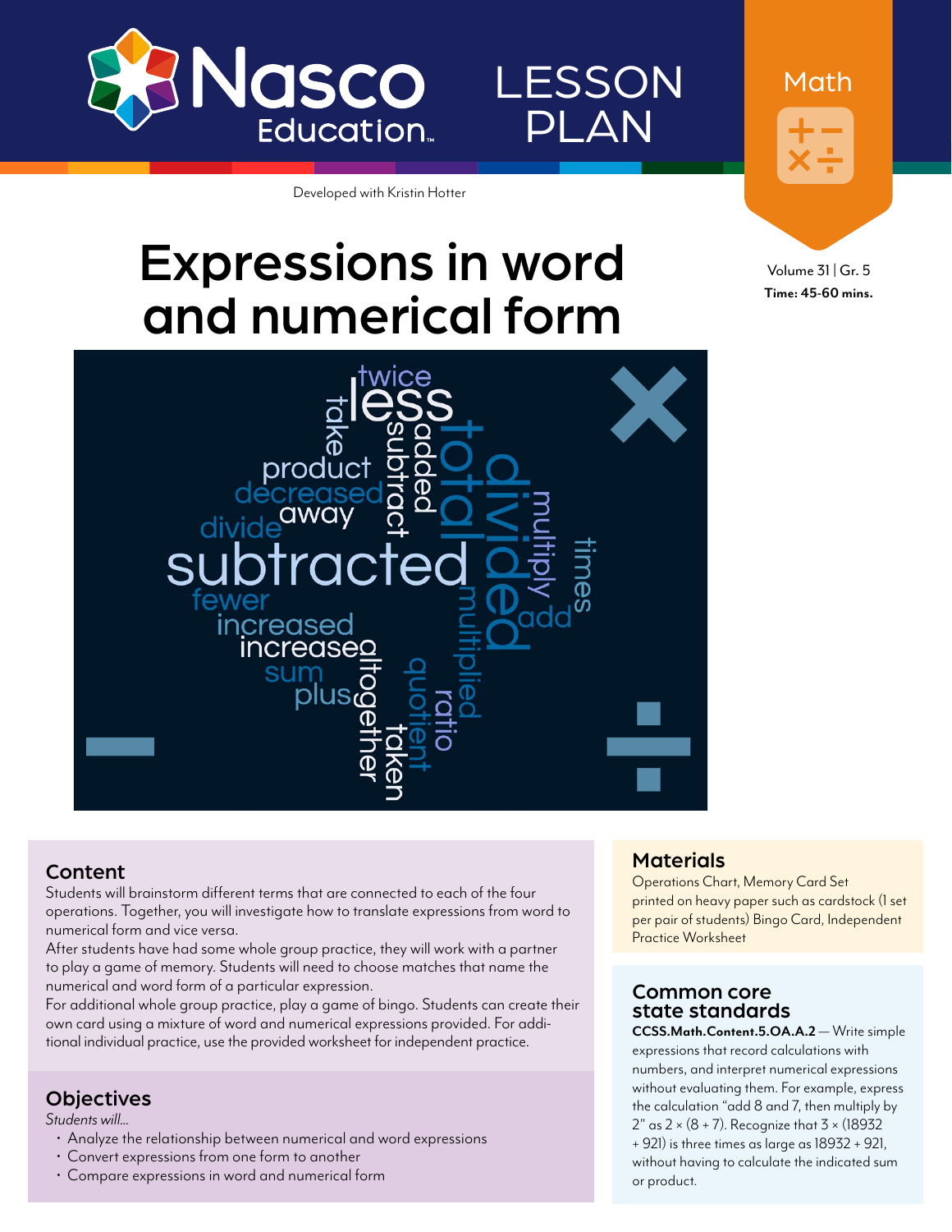# Nasco Education

# LESSON PLAN

Math

Developed with Kristin Hotter

Volume 31 | Gr. 5

**Time: 45-60 mins.**

# Expressions in word and numerical form

## Content

Students will brainstorm different terms that are connected to each of the four operations. Together, you will investigate how to translate expressions from word to numerical form and vice versa.

After students have had some whole group practice, they will work with a partner to play a game of memory. Students will need to choose matches that name the numerical and word form of a particular expression.

For additional whole group practice, play a game of bingo. Students can create their own card using a mixture of word and numerical expressions provided. For additional individual practice, use the provided worksheet for independent practice.

## Objectives

*Students will...*

- Analyze the relationship between numerical and word expressions
- Convert expressions from one form to another
- Compare expressions in word and numerical form

## Materials

Operations Chart, Memory Card Set printed on heavy paper such as cardstock (1 set per pair of students) Bingo Card, Independent Practice Worksheet

## Common core state standards

**CCSS.Math.Content.5.OA.A.2** — Write simple expressions that record calculations with numbers, and interpret numerical expressions without evaluating them. For example, express the calculation "add 8 and 7, then multiply by 2" as $2 \times (8 + 7)$. Recognize that $3 \times (18932 + 921)$ is three times as large as $18932 + 921$, without having to calculate the indicated sum or product.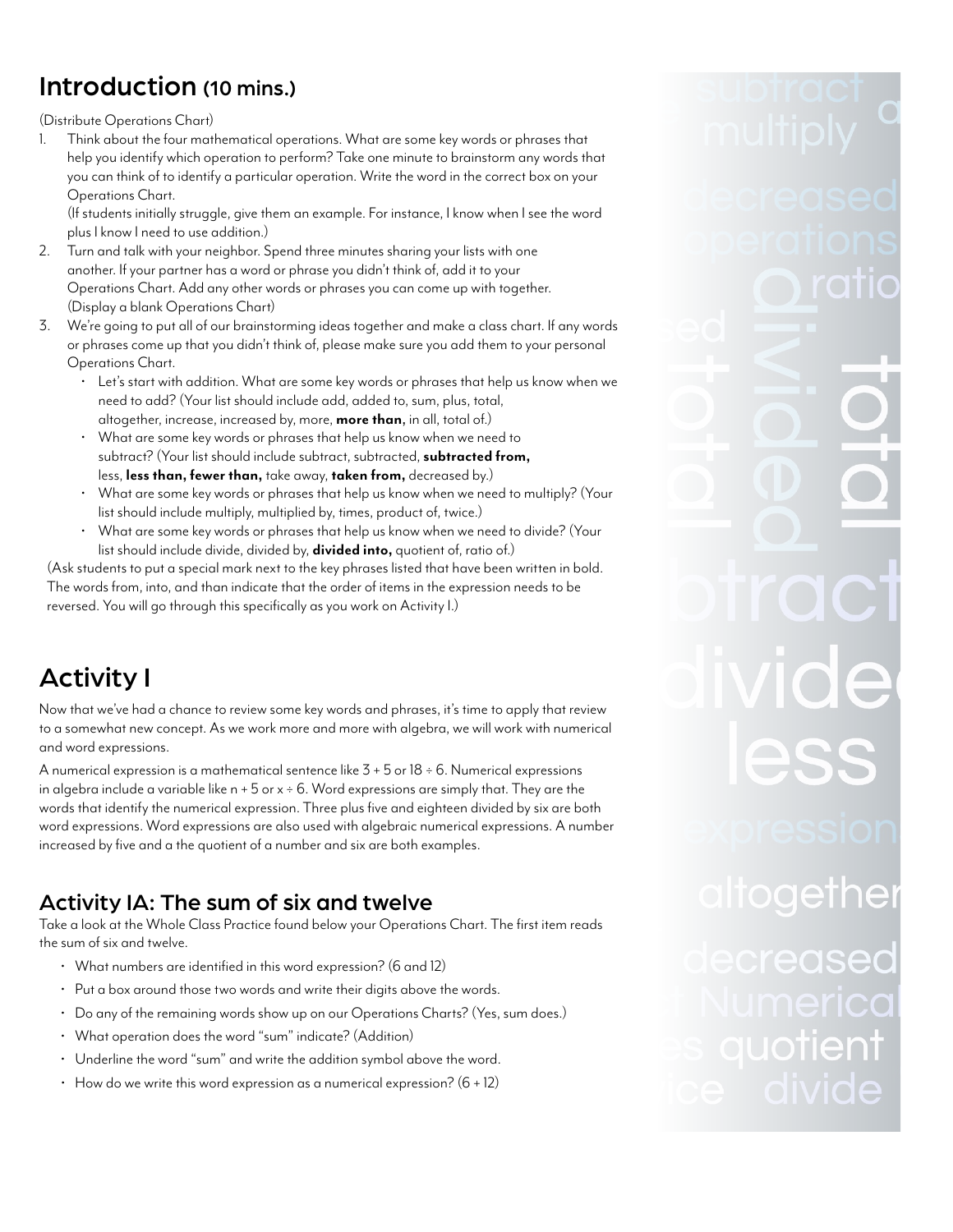## Introduction (10 mins.)

(Distribute Operations Chart)

1. Think about the four mathematical operations. What are some key words or phrases that help you identify which operation to perform? Take one minute to brainstorm any words that you can think of to identify a particular operation. Write the word in the correct box on your Operations Chart.
   (If students initially struggle, give them an example. For instance, I know when I see the word plus I know I need to use addition.)
2. Turn and talk with your neighbor. Spend three minutes sharing your lists with one another. If your partner has a word or phrase you didn't think of, add it to your Operations Chart. Add any other words or phrases you can come up with together.
   (Display a blank Operations Chart)
3. We're going to put all of our brainstorming ideas together and make a class chart. If any words or phrases come up that you didn't think of, please make sure you add them to your personal Operations Chart.
   - Let's start with addition. What are some key words or phrases that help us know when we need to add? (Your list should include add, added to, sum, plus, total, altogether, increase, increased by, more, **more than,** in all, total of.)
   - What are some key words or phrases that help us know when we need to subtract? (Your list should include subtract, subtracted, **subtracted from,** less, **less than, fewer than,** take away, **taken from,** decreased by.)
   - What are some key words or phrases that help us know when we need to multiply? (Your list should include multiply, multiplied by, times, product of, twice.)
   - What are some key words or phrases that help us know when we need to divide? (Your list should include divide, divided by, **divided into,** quotient of, ratio of.)

(Ask students to put a special mark next to the key phrases listed that have been written in bold. The words from, into, and than indicate that the order of items in the expression needs to be reversed. You will go through this specifically as you work on Activity I.)

## Activity I

Now that we've had a chance to review some key words and phrases, it's time to apply that review to a somewhat new concept. As we work more and more with algebra, we will work with numerical and word expressions.

A numerical expression is a mathematical sentence like $3 + 5$ or $18 \div 6$. Numerical expressions in algebra include a variable like $n + 5$ or $x \div 6$. Word expressions are simply that. They are the words that identify the numerical expression. Three plus five and eighteen divided by six are both word expressions. Word expressions are also used with algebraic numerical expressions. A number increased by five and a the quotient of a number and six are both examples.

### Activity IA: The sum of six and twelve

Take a look at the Whole Class Practice found below your Operations Chart. The first item reads the sum of six and twelve.

- What numbers are identified in this word expression? (6 and 12)
- Put a box around those two words and write their digits above the words.
- Do any of the remaining words show up on our Operations Charts? (Yes, sum does.)
- What operation does the word "sum" indicate? (Addition)
- Underline the word "sum" and write the addition symbol above the word.
- How do we write this word expression as a numerical expression? ($6 + 12$)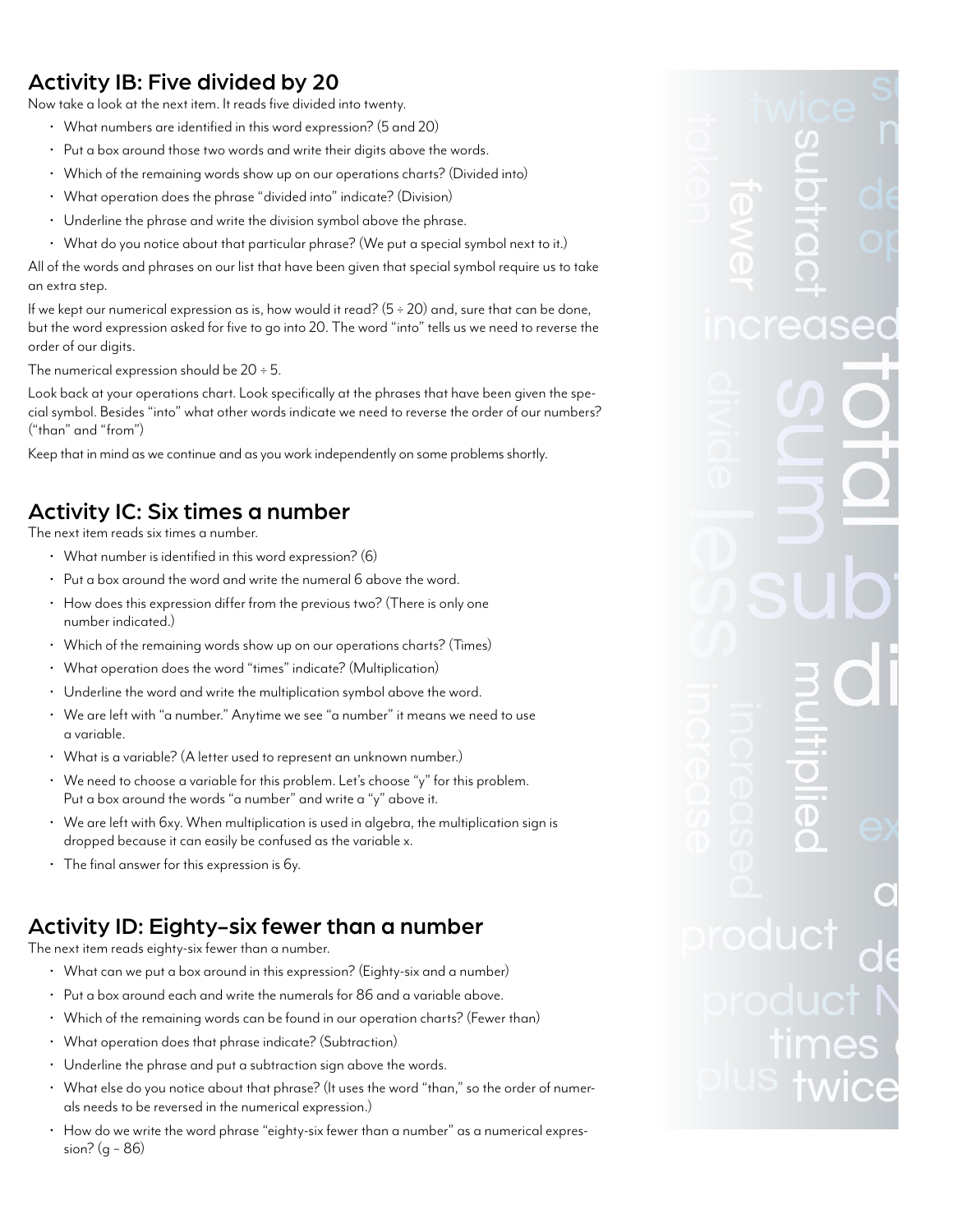## Activity IB: Five divided by 20

Now take a look at the next item. It reads five divided into twenty.

- What numbers are identified in this word expression? (5 and 20)
- Put a box around those two words and write their digits above the words.
- Which of the remaining words show up on our operations charts? (Divided into)
- What operation does the phrase "divided into" indicate? (Division)
- Underline the phrase and write the division symbol above the phrase.
- What do you notice about that particular phrase? (We put a special symbol next to it.)

All of the words and phrases on our list that have been given that special symbol require us to take an extra step.

If we kept our numerical expression as is, how would it read? ($5 \div 20$) and, sure that can be done, but the word expression asked for five to go into 20. The word "into" tells us we need to reverse the order of our digits.

The numerical expression should be $20 \div 5$.

Look back at your operations chart. Look specifically at the phrases that have been given the special symbol. Besides "into" what other words indicate we need to reverse the order of our numbers? ("than" and "from")

Keep that in mind as we continue and as you work independently on some problems shortly.

## Activity IC: Six times a number

The next item reads six times a number.

- What number is identified in this word expression? (6)
- Put a box around the word and write the numeral 6 above the word.
- How does this expression differ from the previous two? (There is only one number indicated.)
- Which of the remaining words show up on our operations charts? (Times)
- What operation does the word "times" indicate? (Multiplication)
- Underline the word and write the multiplication symbol above the word.
- We are left with "a number." Anytime we see "a number" it means we need to use a variable.
- What is a variable? (A letter used to represent an unknown number.)
- We need to choose a variable for this problem. Let's choose "y" for this problem. Put a box around the words "a number" and write a "y" above it.
- We are left with 6xy. When multiplication is used in algebra, the multiplication sign is dropped because it can easily be confused as the variable x.
- The final answer for this expression is 6y.

## Activity ID: Eighty-six fewer than a number

The next item reads eighty-six fewer than a number.

- What can we put a box around in this expression? (Eighty-six and a number)
- Put a box around each and write the numerals for 86 and a variable above.
- Which of the remaining words can be found in our operation charts? (Fewer than)
- What operation does that phrase indicate? (Subtraction)
- Underline the phrase and put a subtraction sign above the words.
- What else do you notice about that phrase? (It uses the word "than," so the order of numerals needs to be reversed in the numerical expression.)
- How do we write the word phrase "eighty-six fewer than a number" as a numerical expression? ($g - 86$)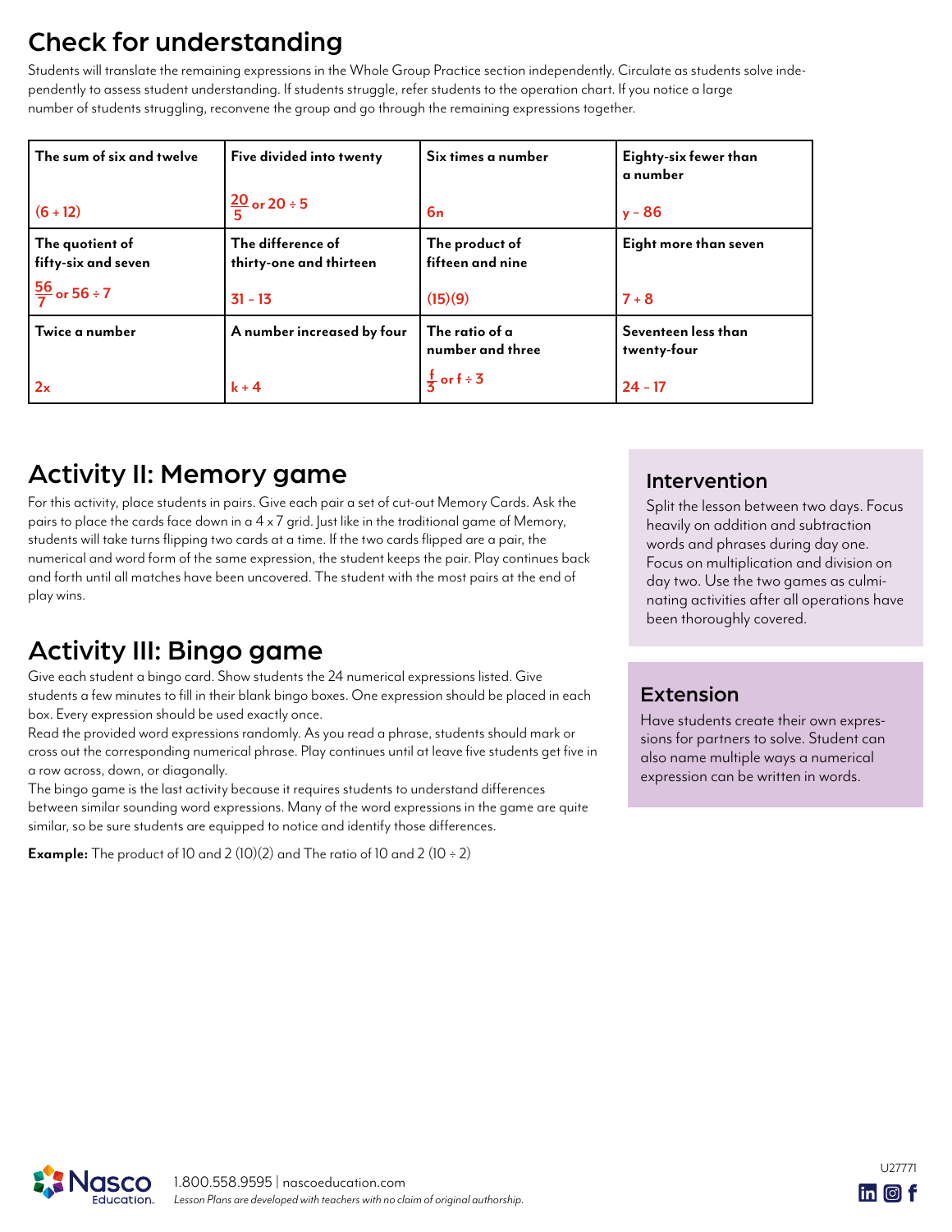## Check for understanding

Students will translate the remaining expressions in the Whole Group Practice section independently. Circulate as students solve independently to assess student understanding. If students struggle, refer students to the operation chart. If you notice a large number of students struggling, reconvene the group and go through the remaining expressions together.

| The sum of six and twelve | Five divided into twenty | Six times a number | Eighty-six fewer than a number |
|---|---|---|---|
| $(6 + 12)$ | $\frac{20}{5}$ or $20 \div 5$ | $6n$ | $y - 86$ |
| **The quotient of fifty-six and seven** | **The difference of thirty-one and thirteen** | **The product of fifteen and nine** | **Eight more than seven** |
| $\frac{56}{7}$ or $56 \div 7$ | $31 - 13$ | $(15)(9)$ | $7 + 8$ |
| **Twice a number** | **A number increased by four** | **The ratio of a number and three** | **Seventeen less than twenty-four** |
| $2x$ | $k + 4$ | $\frac{f}{3}$ or $f \div 3$ | $24 - 17$ |

## Activity II: Memory game

For this activity, place students in pairs. Give each pair a set of cut-out Memory Cards. Ask the pairs to place the cards face down in a 4 x 7 grid. Just like in the traditional game of Memory, students will take turns flipping two cards at a time. If the two cards flipped are a pair, the numerical and word form of the same expression, the student keeps the pair. Play continues back and forth until all matches have been uncovered. The student with the most pairs at the end of play wins.

## Activity III: Bingo game

Give each student a bingo card. Show students the 24 numerical expressions listed. Give students a few minutes to fill in their blank bingo boxes. One expression should be placed in each box. Every expression should be used exactly once.

Read the provided word expressions randomly. As you read a phrase, students should mark or cross out the corresponding numerical phrase. Play continues until at leave five students get five in a row across, down, or diagonally.

The bingo game is the last activity because it requires students to understand differences between similar sounding word expressions. Many of the word expressions in the game are quite similar, so be sure students are equipped to notice and identify those differences.

**Example:** The product of 10 and 2 (10)(2) and The ratio of 10 and 2 ($10 \div 2$)

### Intervention

Split the lesson between two days. Focus heavily on addition and subtraction words and phrases during day one. Focus on multiplication and division on day two. Use the two games as culminating activities after all operations have been thoroughly covered.

### Extension

Have students create their own expressions for partners to solve. Student can also name multiple ways a numerical expression can be written in words.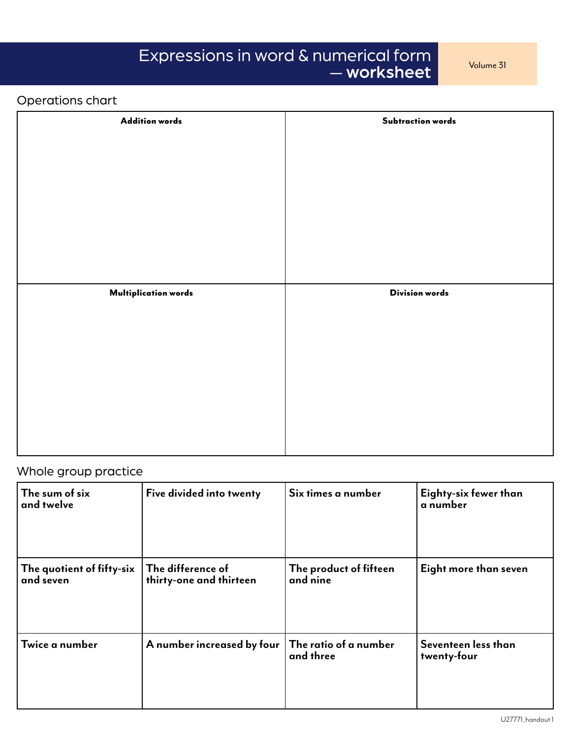# Expressions in word & numerical form — **worksheet**

Volume 31

## Operations chart

| Addition words | Subtraction words |
|---|---|
| | |

| Multiplication words | Division words |
|---|---|
| | |

## Whole group practice

| | | | |
|---|---|---|---|
| **The sum of six and twelve** | **Five divided into twenty** | **Six times a number** | **Eighty-six fewer than a number** |
| **The quotient of fifty-six and seven** | **The difference of thirty-one and thirteen** | **The product of fifteen and nine** | **Eight more than seven** |
| **Twice a number** | **A number increased by four** | **The ratio of a number and three** | **Seventeen less than twenty-four** |

U27771_handout 1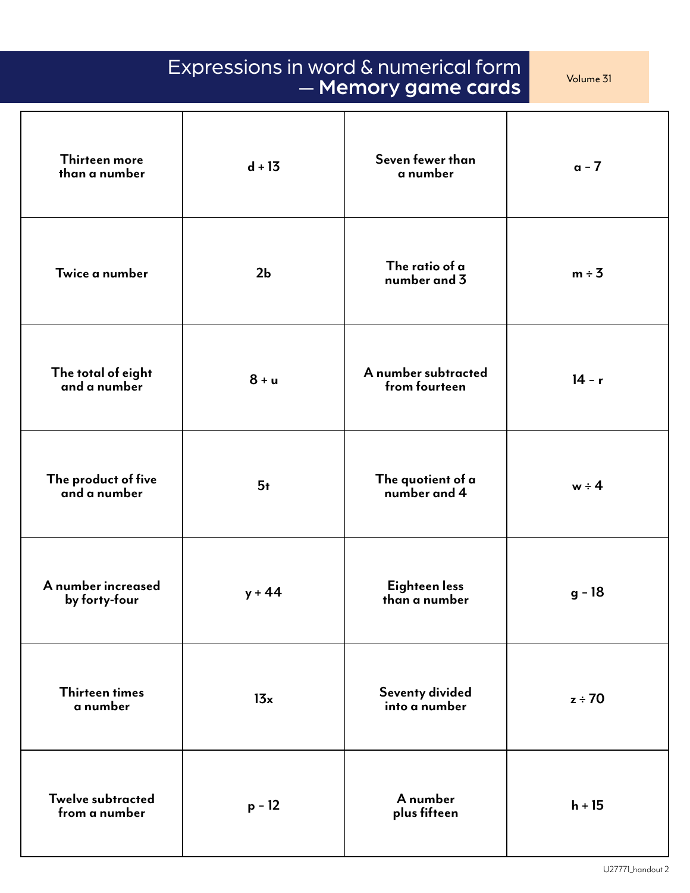# Expressions in word & numerical form — **Memory game cards**

| | | | |
|---|---|---|---|
| **Thirteen more than a number** | **$d + 13$** | **Seven fewer than a number** | **$a - 7$** |
| **Twice a number** | **$2b$** | **The ratio of a number and 3** | **$m \div 3$** |
| **The total of eight and a number** | **$8 + u$** | **A number subtracted from fourteen** | **$14 - r$** |
| **The product of five and a number** | **$5t$** | **The quotient of a number and 4** | **$w \div 4$** |
| **A number increased by forty-four** | **$y + 44$** | **Eighteen less than a number** | **$g - 18$** |
| **Thirteen times a number** | **$13x$** | **Seventy divided into a number** | **$z \div 70$** |
| **Twelve subtracted from a number** | **$p - 12$** | **A number plus fifteen** | **$h + 15$** |

U27771_handout 2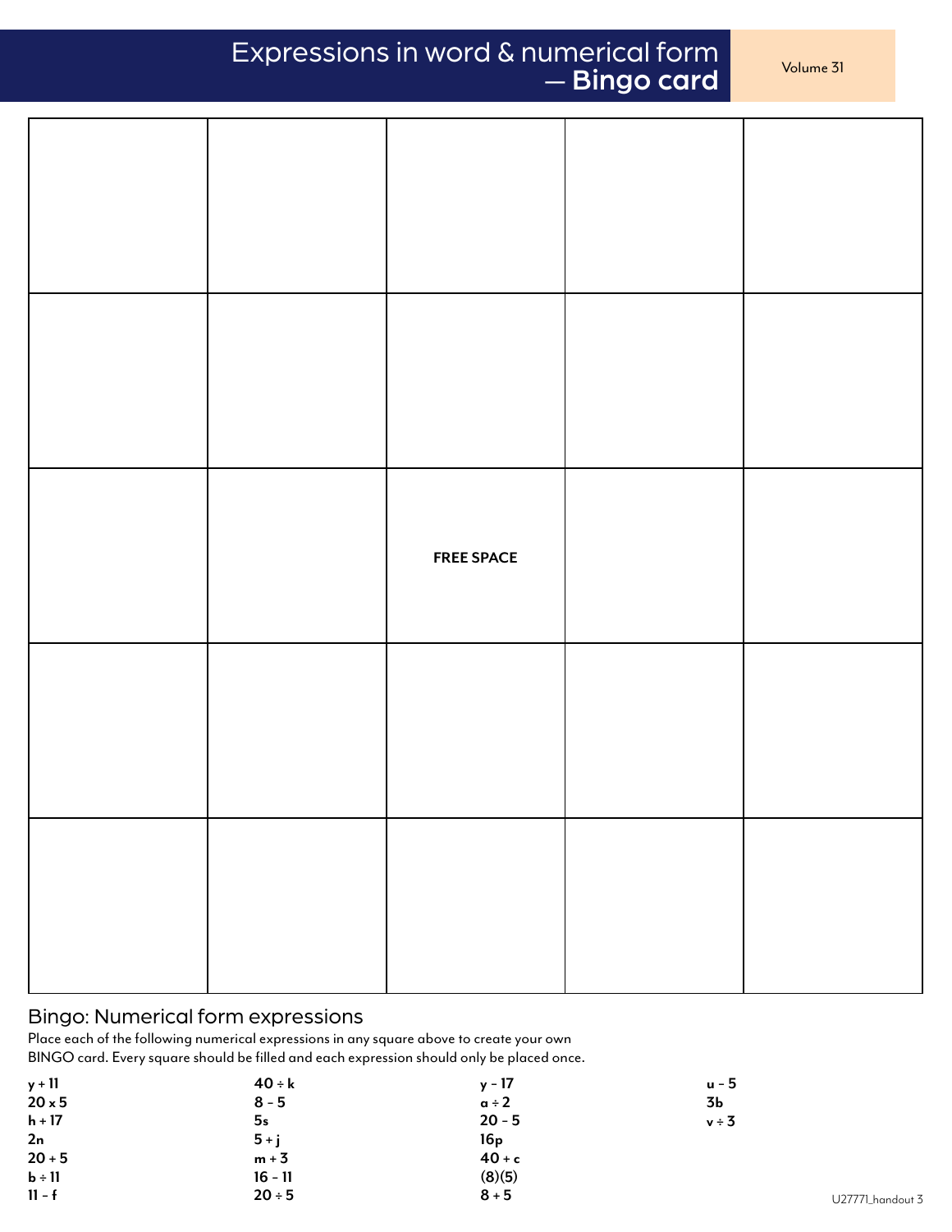# Expressions in word & numerical form — **Bingo card**

Volume 31

| | | | | |
|---|---|---|---|---|
| | | | | |
| | | | | |
| | | **FREE SPACE** | | |
| | | | | |
| | | | | |

## Bingo: Numerical form expressions

Place each of the following numerical expressions in any square above to create your own BINGO card. Every square should be filled and each expression should only be placed once.

| | | | |
|---|---|---|---|
| **$y + 11$** | **$40 \div k$** | **$y - 17$** | **$u - 5$** |
| **$20 \times 5$** | **$8 - 5$** | **$a \div 2$** | **$3b$** |
| **$h + 17$** | **$5s$** | **$20 - 5$** | **$v \div 3$** |
| **$2n$** | **$5 + j$** | **$16p$** | |
| **$20 + 5$** | **$m + 3$** | **$40 + c$** | |
| **$b \div 11$** | **$16 - 11$** | **$(8)(5)$** | |
| **$11 - f$** | **$20 \div 5$** | **$8 + 5$** | |

U27771_handout 3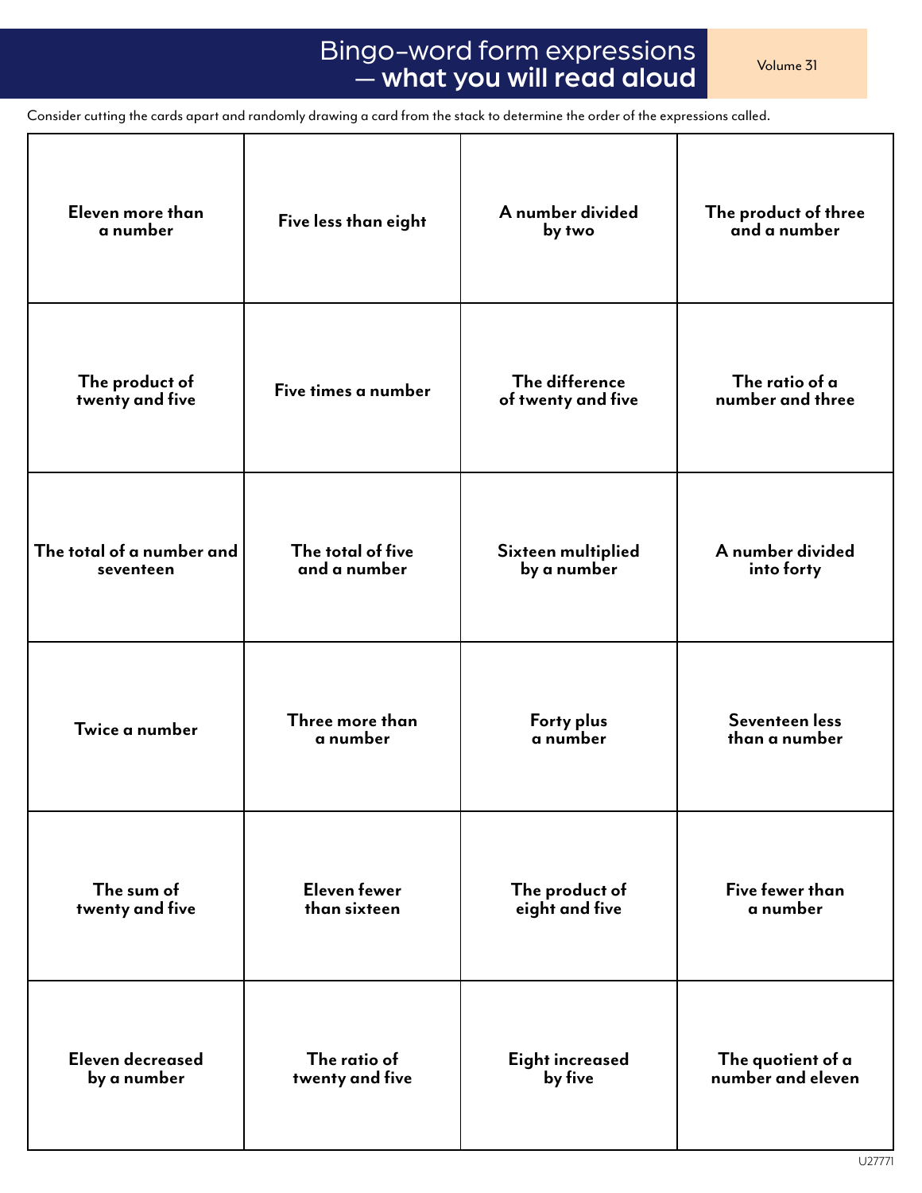# Bingo–word form expressions — what you will read aloud

Volume 31

Consider cutting the cards apart and randomly drawing a card from the stack to determine the order of the expressions called.

| | | | |
|---|---|---|---|
| **Eleven more than a number** | **Five less than eight** | **A number divided by two** | **The product of three and a number** |
| **The product of twenty and five** | **Five times a number** | **The difference of twenty and five** | **The ratio of a number and three** |
| **The total of a number and seventeen** | **The total of five and a number** | **Sixteen multiplied by a number** | **A number divided into forty** |
| **Twice a number** | **Three more than a number** | **Forty plus a number** | **Seventeen less than a number** |
| **The sum of twenty and five** | **Eleven fewer than sixteen** | **The product of eight and five** | **Five fewer than a number** |
| **Eleven decreased by a number** | **The ratio of twenty and five** | **Eight increased by five** | **The quotient of a number and eleven** |

U27771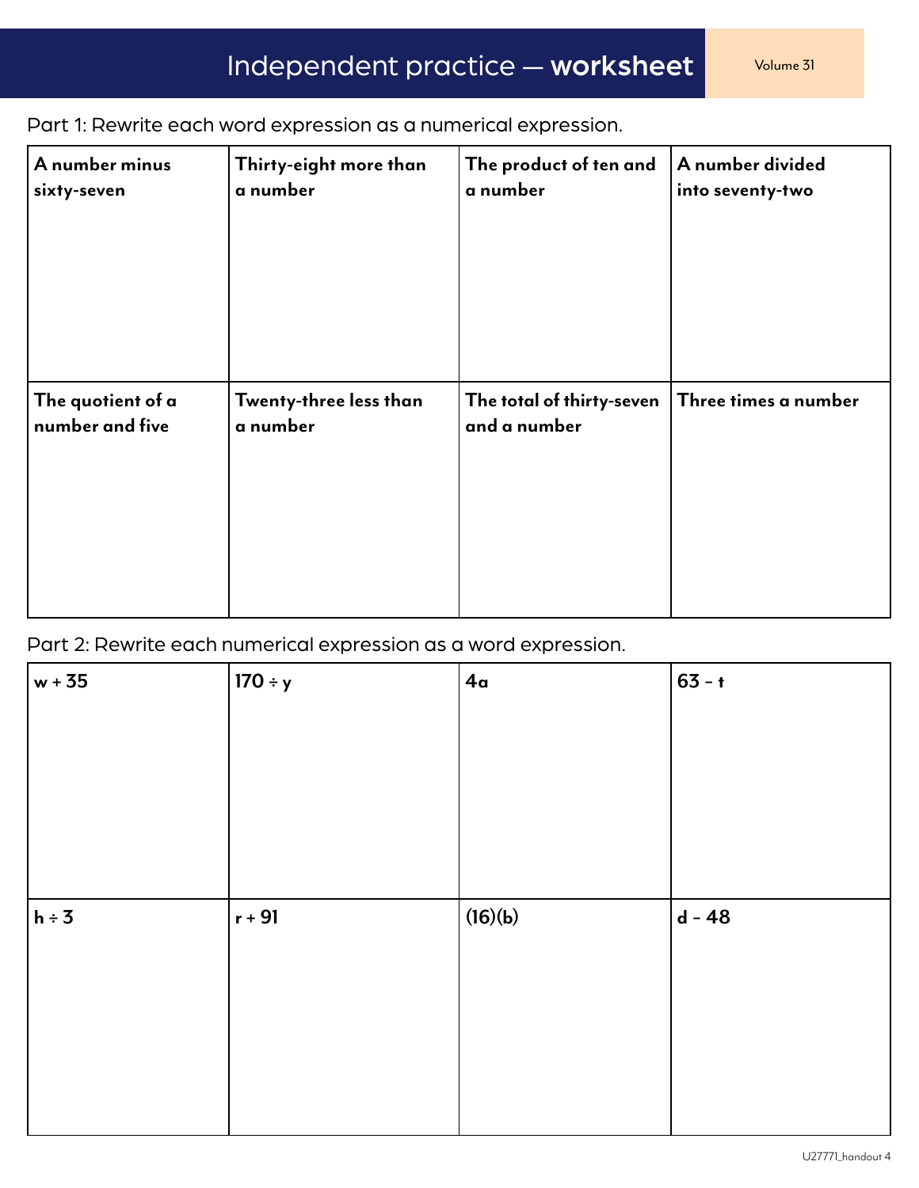# Independent practice — **worksheet**

Volume 31

Part 1: Rewrite each word expression as a numerical expression.

| **A number minus sixty-seven** | **Thirty-eight more than a number** | **The product of ten and a number** | **A number divided into seventy-two** |
|---|---|---|---|
| **The quotient of a number and five** | **Twenty-three less than a number** | **The total of thirty-seven and a number** | **Three times a number** |

Part 2: Rewrite each numerical expression as a word expression.

| $w + 35$ | $170 \div y$ | $4a$ | $63 - t$ |
|---|---|---|---|
| $h \div 3$ | $r + 91$ | $(16)(b)$ | $d - 48$ |

U27771_handout 4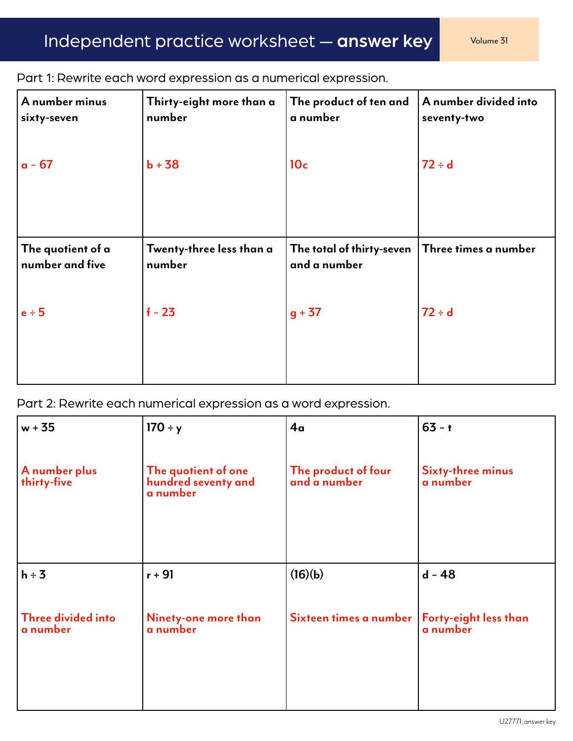# Independent practice worksheet — **answer key**

Volume 31

Part 1: Rewrite each word expression as a numerical expression.

| | | | |
|---|---|---|---|
| **A number minus sixty-seven** $a - 67$ | **Thirty-eight more than a number** $b + 38$ | **The product of ten and a number** $10c$ | **A number divided into seventy-two** $72 \div d$ |
| **The quotient of a number and five** $e \div 5$ | **Twenty-three less than a number** $f - 23$ | **The total of thirty-seven and a number** $g + 37$ | **Three times a number** $72 \div d$ |

Part 2: Rewrite each numerical expression as a word expression.

| | | | |
|---|---|---|---|
| $w + 35$ **A number plus thirty-five** | $170 \div y$ **The quotient of one hundred seventy and a number** | $4a$ **The product of four and a number** | $63 - t$ **Sixty-three minus a number** |
| $h \div 3$ **Three divided into a number** | $r + 91$ **Ninety-one more than a number** | $(16)(b)$ **Sixteen times a number** | $d - 48$ **Forty-eight less than a number** |

U27771_answer key